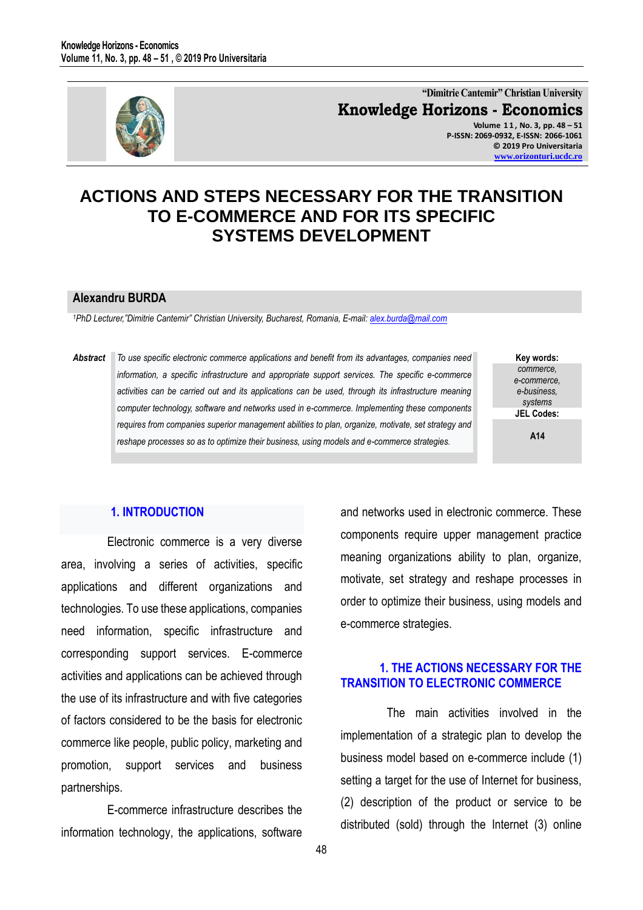"Dimitrie Cantemir" Christian University

**Knowledge Horizons - Economics**

Volume 11, No. 3, pp. 48 – 51
P-ISSN: 2069-0932, E-ISSN: 2066-1061
© 2019 Pro Universitaria
www.orizonturi.ucdc.ro

# ACTIONS AND STEPS NECESSARY FOR THE TRANSITION TO E-COMMERCE AND FOR ITS SPECIFIC SYSTEMS DEVELOPMENT

**Alexandru BURDA**

*[1]PhD Lecturer,"Dimitrie Cantemir" Christian University, Bucharest, Romania, E-mail: alex.burda@mail.com*

***Abstract*** *To use specific electronic commerce applications and benefit from its advantages, companies need information, a specific infrastructure and appropriate support services. The specific e-commerce activities can be carried out and its applications can be used, through its infrastructure meaning computer technology, software and networks used in e-commerce. Implementing these components requires from companies superior management abilities to plan, organize, motivate, set strategy and reshape processes so as to optimize their business, using models and e-commerce strategies.*

**Key words:** *commerce, e-commerce, e-business, systems*

**JEL Codes:** A14

## 1. INTRODUCTION

Electronic commerce is a very diverse area, involving a series of activities, specific applications and different organizations and technologies. To use these applications, companies need information, specific infrastructure and corresponding support services. E-commerce activities and applications can be achieved through the use of its infrastructure and with five categories of factors considered to be the basis for electronic commerce like people, public policy, marketing and promotion, support services and business partnerships.

E-commerce infrastructure describes the information technology, the applications, software and networks used in electronic commerce. These components require upper management practice meaning organizations ability to plan, organize, motivate, set strategy and reshape processes in order to optimize their business, using models and e-commerce strategies.

## 1. THE ACTIONS NECESSARY FOR THE TRANSITION TO ELECTRONIC COMMERCE

The main activities involved in the implementation of a strategic plan to develop the business model based on e-commerce include (1) setting a target for the use of Internet for business, (2) description of the product or service to be distributed (sold) through the Internet (3) online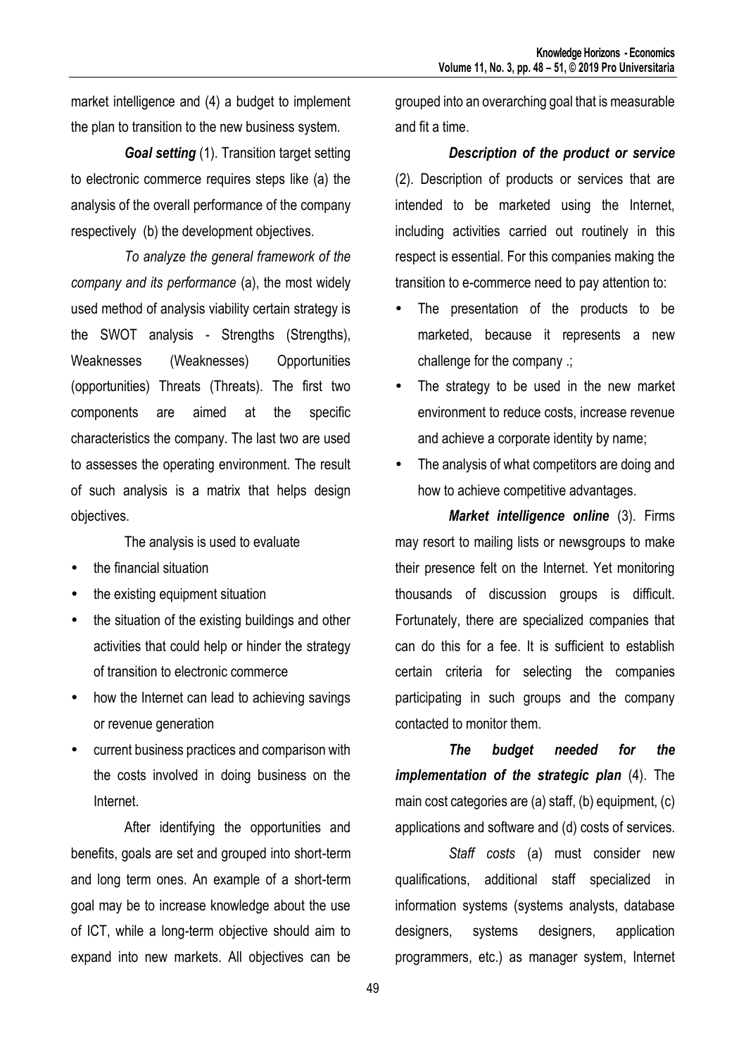market intelligence and (4) a budget to implement the plan to transition to the new business system.

***Goal setting*** (1). Transition target setting to electronic commerce requires steps like (a) the analysis of the overall performance of the company respectively (b) the development objectives.

*To analyze the general framework of the company and its performance* (a), the most widely used method of analysis viability certain strategy is the SWOT analysis - Strengths (Strengths), Weaknesses (Weaknesses) Opportunities (opportunities) Threats (Threats). The first two components are aimed at the specific characteristics the company. The last two are used to assesses the operating environment. The result of such analysis is a matrix that helps design objectives.

The analysis is used to evaluate

- the financial situation
- the existing equipment situation
- the situation of the existing buildings and other activities that could help or hinder the strategy of transition to electronic commerce
- how the Internet can lead to achieving savings or revenue generation
- current business practices and comparison with the costs involved in doing business on the Internet.

After identifying the opportunities and benefits, goals are set and grouped into short-term and long term ones. An example of a short-term goal may be to increase knowledge about the use of ICT, while a long-term objective should aim to expand into new markets. All objectives can be grouped into an overarching goal that is measurable and fit a time.

***Description of the product or service*** (2). Description of products or services that are intended to be marketed using the Internet, including activities carried out routinely in this respect is essential. For this companies making the transition to e-commerce need to pay attention to:

- The presentation of the products to be marketed, because it represents a new challenge for the company .;
- The strategy to be used in the new market environment to reduce costs, increase revenue and achieve a corporate identity by name;
- The analysis of what competitors are doing and how to achieve competitive advantages.

***Market intelligence online*** (3). Firms may resort to mailing lists or newsgroups to make their presence felt on the Internet. Yet monitoring thousands of discussion groups is difficult. Fortunately, there are specialized companies that can do this for a fee. It is sufficient to establish certain criteria for selecting the companies participating in such groups and the company contacted to monitor them.

***The budget needed for the implementation of the strategic plan*** (4). The main cost categories are (a) staff, (b) equipment, (c) applications and software and (d) costs of services.

*Staff costs* (a) must consider new qualifications, additional staff specialized in information systems (systems analysts, database designers, systems designers, application programmers, etc.) as manager system, Internet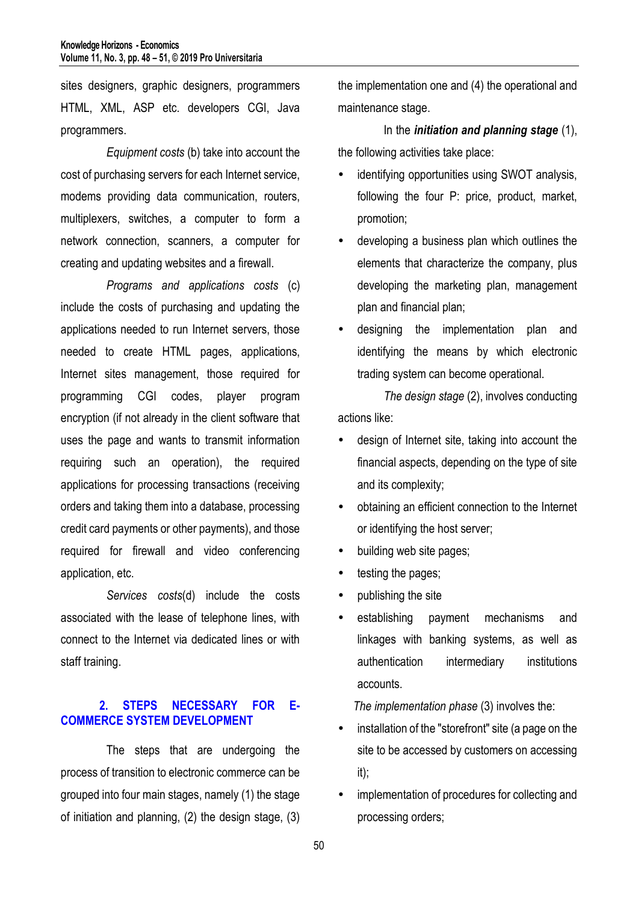sites designers, graphic designers, programmers HTML, XML, ASP etc. developers CGI, Java programmers.

*Equipment costs* (b) take into account the cost of purchasing servers for each Internet service, modems providing data communication, routers, multiplexers, switches, a computer to form a network connection, scanners, a computer for creating and updating websites and a firewall.

*Programs and applications costs* (c) include the costs of purchasing and updating the applications needed to run Internet servers, those needed to create HTML pages, applications, Internet sites management, those required for programming CGI codes, player program encryption (if not already in the client software that uses the page and wants to transmit information requiring such an operation), the required applications for processing transactions (receiving orders and taking them into a database, processing credit card payments or other payments), and those required for firewall and video conferencing application, etc.

*Services costs*(d) include the costs associated with the lease of telephone lines, with connect to the Internet via dedicated lines or with staff training.

## 2. STEPS NECESSARY FOR E-COMMERCE SYSTEM DEVELOPMENT

The steps that are undergoing the process of transition to electronic commerce can be grouped into four main stages, namely (1) the stage of initiation and planning, (2) the design stage, (3) the implementation one and (4) the operational and maintenance stage.

In the ***initiation and planning stage*** (1), the following activities take place:

- identifying opportunities using SWOT analysis, following the four P: price, product, market, promotion;
- developing a business plan which outlines the elements that characterize the company, plus developing the marketing plan, management plan and financial plan;
- designing the implementation plan and identifying the means by which electronic trading system can become operational.

*The design stage* (2), involves conducting actions like:

- design of Internet site, taking into account the financial aspects, depending on the type of site and its complexity;
- obtaining an efficient connection to the Internet or identifying the host server;
- building web site pages;
- testing the pages;
- publishing the site
- establishing payment mechanisms and linkages with banking systems, as well as authentication intermediary institutions accounts.

*The implementation phase* (3) involves the:

- installation of the "storefront" site (a page on the site to be accessed by customers on accessing it);
- implementation of procedures for collecting and processing orders;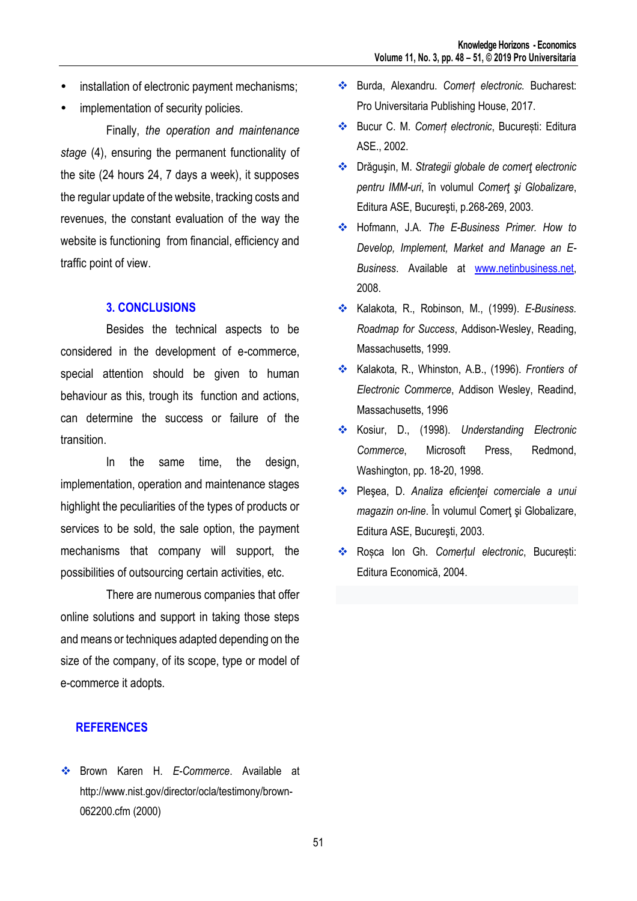- installation of electronic payment mechanisms;
- implementation of security policies.

Finally, *the operation and maintenance stage* (4), ensuring the permanent functionality of the site (24 hours 24, 7 days a week), it supposes the regular update of the website, tracking costs and revenues, the constant evaluation of the way the website is functioning from financial, efficiency and traffic point of view.

## 3. CONCLUSIONS

Besides the technical aspects to be considered in the development of e-commerce, special attention should be given to human behaviour as this, trough its function and actions, can determine the success or failure of the transition.

In the same time, the design, implementation, operation and maintenance stages highlight the peculiarities of the types of products or services to be sold, the sale option, the payment mechanisms that company will support, the possibilities of outsourcing certain activities, etc.

There are numerous companies that offer online solutions and support in taking those steps and means or techniques adapted depending on the size of the company, of its scope, type or model of e-commerce it adopts.

## REFERENCES

- Brown Karen H. *E-Commerce*. Available at http://www.nist.gov/director/ocla/testimony/brown-062200.cfm (2000)
- Burda, Alexandru. *Comerț electronic.* Bucharest: Pro Universitaria Publishing House, 2017.
- Bucur C. M. *Comerț electronic*, București: Editura ASE., 2002.
- Drăguşin, M. *Strategii globale de comerţ electronic pentru IMM-uri*, în volumul *Comerţ şi Globalizare*, Editura ASE, Bucureşti, p.268-269, 2003.
- Hofmann, J.A. *The E-Business Primer. How to Develop, Implement, Market and Manage an E-Business*. Available at www.netinbusiness.net, 2008.
- Kalakota, R., Robinson, M., (1999). *E-Business. Roadmap for Success*, Addison-Wesley, Reading, Massachusetts, 1999.
- Kalakota, R., Whinston, A.B., (1996). *Frontiers of Electronic Commerce*, Addison Wesley, Readind, Massachusetts, 1996
- Kosiur, D., (1998). *Understanding Electronic Commerce*, Microsoft Press, Redmond, Washington, pp. 18-20, 1998.
- Pleşea, D. *Analiza eficienţei comerciale a unui magazin on-line*. În volumul Comerţ şi Globalizare, Editura ASE, Bucureşti, 2003.
- Roşca Ion Gh. *Comerțul electronic*, București: Editura Economică, 2004.